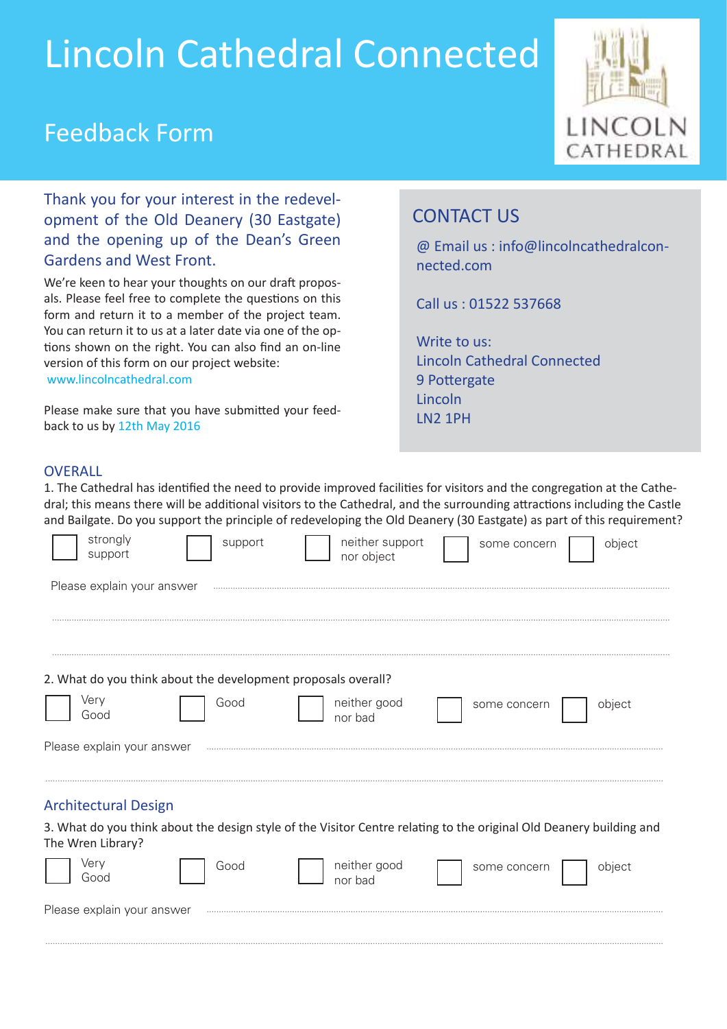# Lincoln Cathedral Connected

## Feedback Form

LINCOLN CATHEDRAL

Thank you for your interest in the redevelopment of the Old Deanery (30 Eastgate) and the opening up of the Dean's Green Gardens and West Front.

We're keen to hear your thoughts on our draft proposals. Please feel free to complete the questions on this form and return it to a member of the project team. You can return it to us at a later date via one of the options shown on the right. You can also find an on-line version of this form on our project website: www.lincolncathedral.com

Please make sure that you have submitted your feedback to us by 12th May 2016

### CONTACT US

@ Email us : info@lincolncathedralconnected.com

Call us : 01522 537668

Write to us:
Lincoln Cathedral Connected
9 Pottergate
Lincoln
LN2 1PH

### OVERALL

1. The Cathedral has identified the need to provide improved facilities for visitors and the congregation at the Cathedral; this means there will be additional visitors to the Cathedral, and the surrounding attractions including the Castle and Bailgate. Do you support the principle of redeveloping the Old Deanery (30 Eastgate) as part of this requirement?

☐ strongly support ☐ support ☐ neither support nor object ☐ some concern ☐ object

Please explain your answer ..............................................................................................

..............................................................................................

..............................................................................................

2. What do you think about the development proposals overall?

☐ Very Good ☐ Good ☐ neither good nor bad ☐ some concern ☐ object

Please explain your answer ..............................................................................................

..............................................................................................

### Architectural Design

3. What do you think about the design style of the Visitor Centre relating to the original Old Deanery building and The Wren Library?

☐ Very Good ☐ Good ☐ neither good nor bad ☐ some concern ☐ object

Please explain your answer ..............................................................................................

..............................................................................................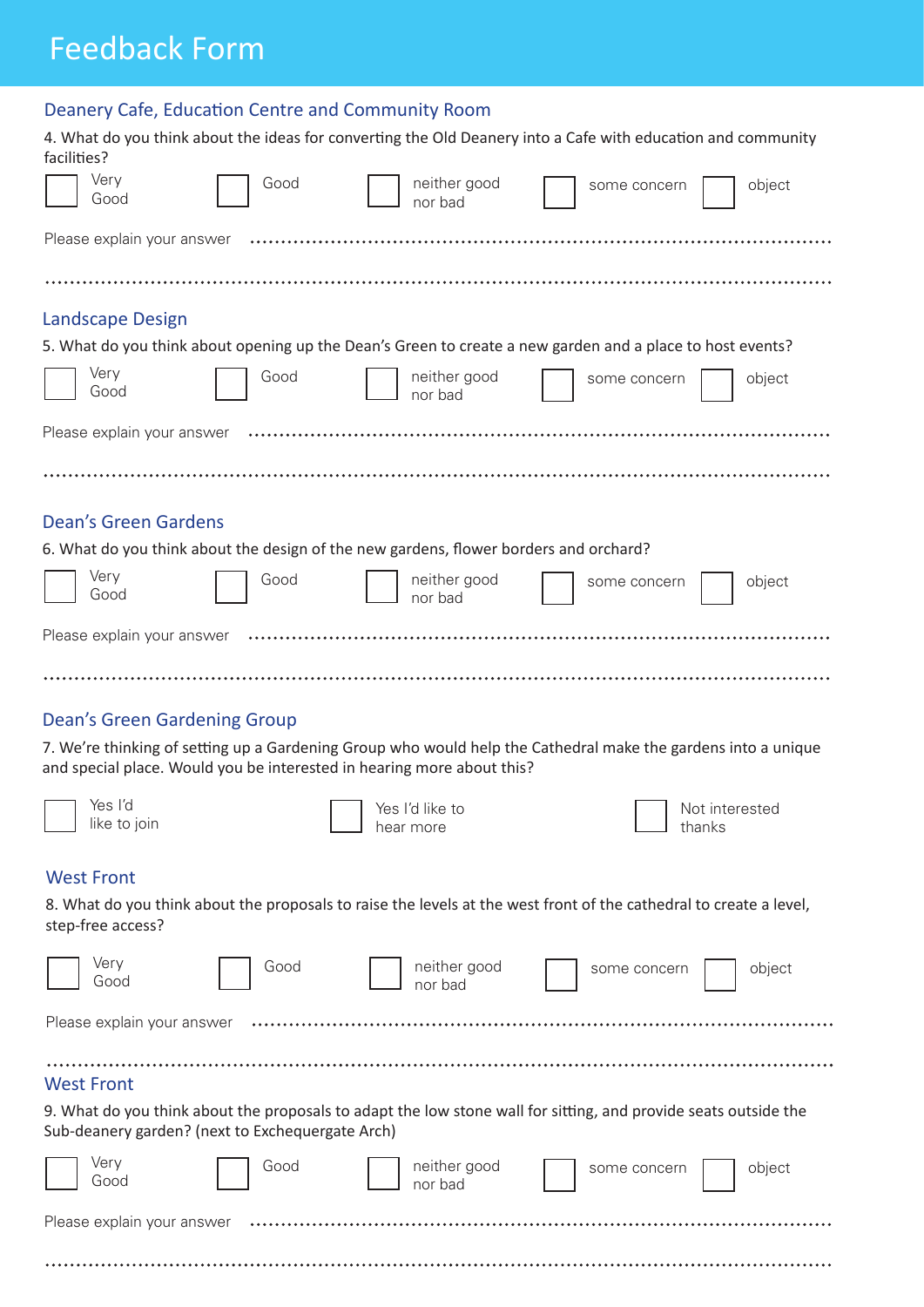# Feedback Form

## Deanery Cafe, Education Centre and Community Room

4. What do you think about the ideas for converting the Old Deanery into a Cafe with education and community facilities?

☐ Very Good ☐ Good ☐ neither good nor bad ☐ some concern ☐ object

Please explain your answer ..........................................................................................

..........................................................................................

## Landscape Design

5. What do you think about opening up the Dean's Green to create a new garden and a place to host events?

☐ Very Good ☐ Good ☐ neither good nor bad ☐ some concern ☐ object

Please explain your answer ..........................................................................................

..........................................................................................

## Dean's Green Gardens

6. What do you think about the design of the new gardens, flower borders and orchard?

☐ Very Good ☐ Good ☐ neither good nor bad ☐ some concern ☐ object

Please explain your answer ..........................................................................................

..........................................................................................

## Dean's Green Gardening Group

7. We're thinking of setting up a Gardening Group who would help the Cathedral make the gardens into a unique and special place. Would you be interested in hearing more about this?

☐ Yes I'd like to join ☐ Yes I'd like to hear more ☐ Not interested thanks

## West Front

8. What do you think about the proposals to raise the levels at the west front of the cathedral to create a level, step-free access?

☐ Very Good ☐ Good ☐ neither good nor bad ☐ some concern ☐ object

Please explain your answer ..........................................................................................

..........................................................................................

## West Front

9. What do you think about the proposals to adapt the low stone wall for sitting, and provide seats outside the Sub-deanery garden? (next to Exchequergate Arch)

☐ Very Good ☐ Good ☐ neither good nor bad ☐ some concern ☐ object

Please explain your answer ..........................................................................................

..........................................................................................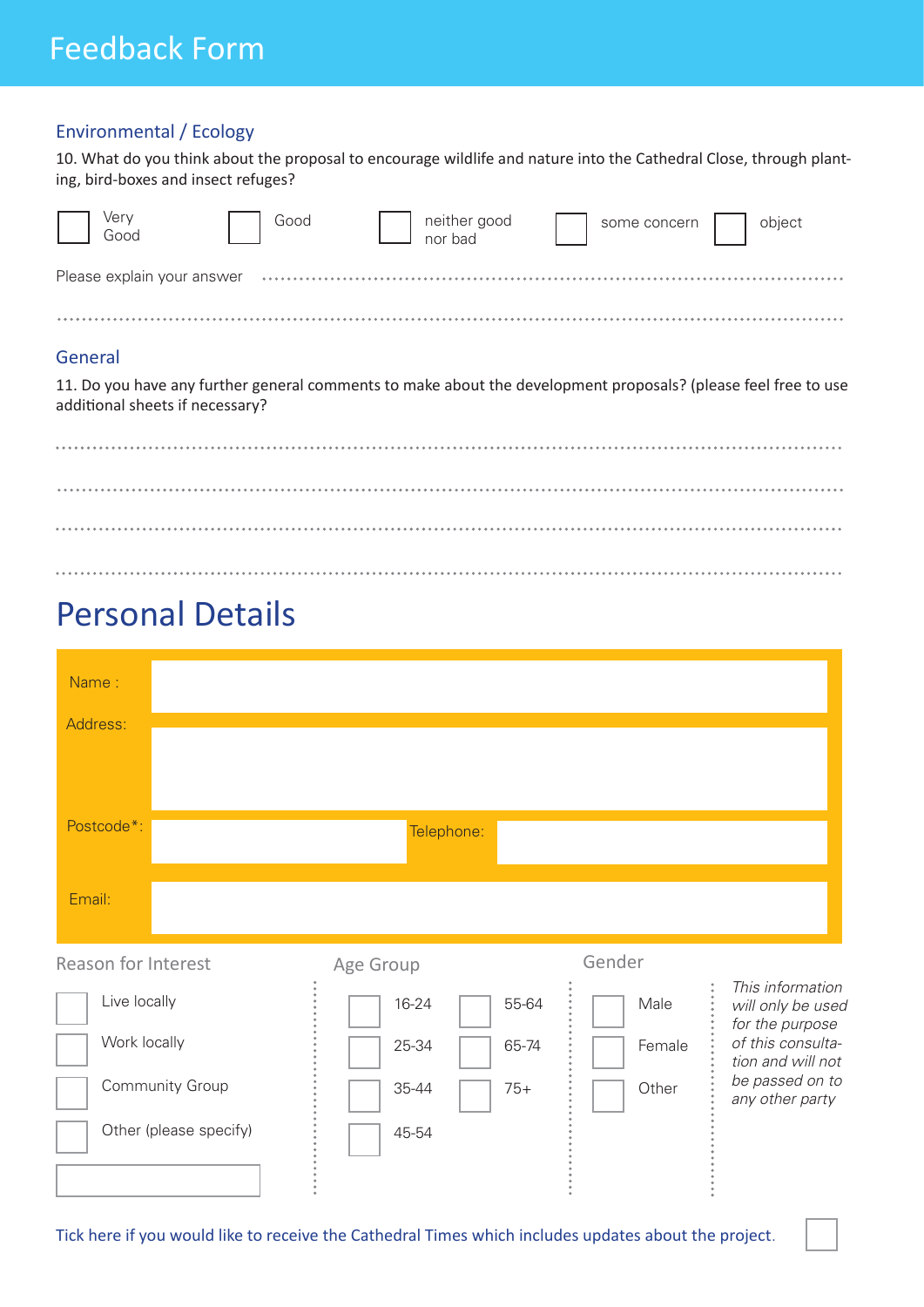# Feedback Form

## Environmental / Ecology

10. What do you think about the proposal to encourage wildlife and nature into the Cathedral Close, through planting, bird-boxes and insect refuges?

☐ Very Good ☐ Good ☐ neither good nor bad ☐ some concern ☐ object

Please explain your answer ..........................................................................................

..........................................................................................

## General

11. Do you have any further general comments to make about the development proposals? (please feel free to use additional sheets if necessary?

..........................................................................................

..........................................................................................

..........................................................................................

..........................................................................................

# Personal Details

| | |
|---|---|
| Name : | |
| Address: | |
| Postcode*: | Telephone: |
| Email: | |

**Reason for Interest**

☐ Live locally

☐ Work locally

☐ Community Group

☐ Other (please specify)

**Age Group**

☐ 16-24

☐ 25-34

☐ 35-44

☐ 45-54

☐ 55-64

☐ 65-74

☐ 75+

**Gender**

☐ Male

☐ Female

☐ Other

*This information will only be used for the purpose of this consultation and will not be passed on to any other party*

Tick here if you would like to receive the Cathedral Times which includes updates about the project. ☐